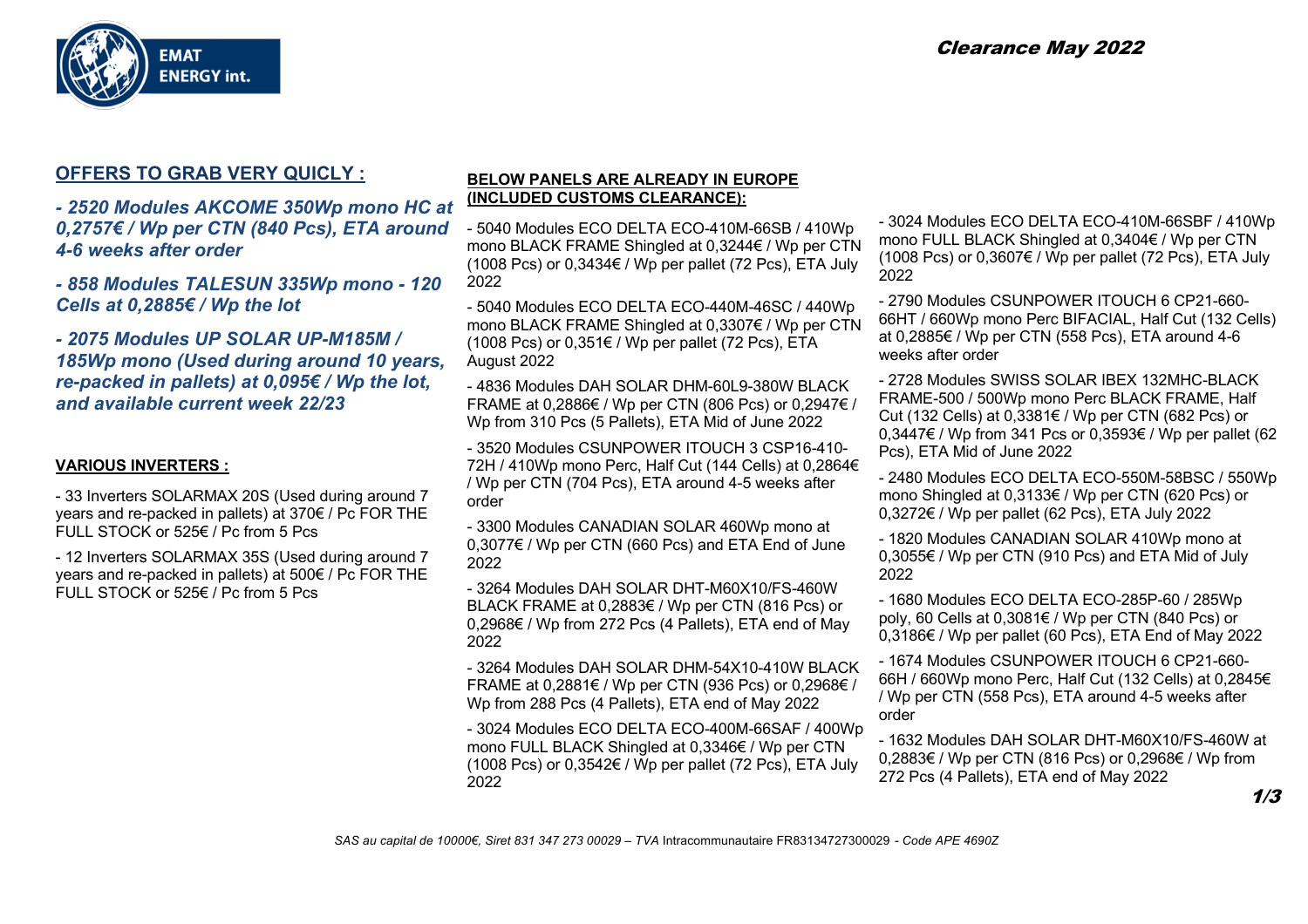EMAT ENERGY int.

*Clearance May 2022*

## OFFERS TO GRAB VERY QUICLY :

***- 2520 Modules AKCOME 350Wp mono HC at 0,2757€ / Wp per CTN (840 Pcs), ETA around 4-6 weeks after order***

***- 858 Modules TALESUN 335Wp mono - 120 Cells at 0,2885€ / Wp the lot***

***- 2075 Modules UP SOLAR UP-M185M / 185Wp mono (Used during around 10 years, re-packed in pallets) at 0,095€ / Wp the lot, and available current week 22/23***

### VARIOUS INVERTERS :

- 33 Inverters SOLARMAX 20S (Used during around 7 years and re-packed in pallets) at 370€ / Pc FOR THE FULL STOCK or 525€ / Pc from 5 Pcs

- 12 Inverters SOLARMAX 35S (Used during around 7 years and re-packed in pallets) at 500€ / Pc FOR THE FULL STOCK or 525€ / Pc from 5 Pcs

### BELOW PANELS ARE ALREADY IN EUROPE (INCLUDED CUSTOMS CLEARANCE):

- 5040 Modules ECO DELTA ECO-410M-66SB / 410Wp mono BLACK FRAME Shingled at 0,3244€ / Wp per CTN (1008 Pcs) or 0,3434€ / Wp per pallet (72 Pcs), ETA July 2022

- 5040 Modules ECO DELTA ECO-440M-46SC / 440Wp mono BLACK FRAME Shingled at 0,3307€ / Wp per CTN (1008 Pcs) or 0,351€ / Wp per pallet (72 Pcs), ETA August 2022

- 4836 Modules DAH SOLAR DHM-60L9-380W BLACK FRAME at 0,2886€ / Wp per CTN (806 Pcs) or 0,2947€ / Wp from 310 Pcs (5 Pallets), ETA Mid of June 2022

- 3520 Modules CSUNPOWER ITOUCH 3 CSP16-410-72H / 410Wp mono Perc, Half Cut (144 Cells) at 0,2864€ / Wp per CTN (704 Pcs), ETA around 4-5 weeks after order

- 3300 Modules CANADIAN SOLAR 460Wp mono at 0,3077€ / Wp per CTN (660 Pcs) and ETA End of June 2022

- 3264 Modules DAH SOLAR DHT-M60X10/FS-460W BLACK FRAME at 0,2883€ / Wp per CTN (816 Pcs) or 0,2968€ / Wp from 272 Pcs (4 Pallets), ETA end of May 2022

- 3264 Modules DAH SOLAR DHM-54X10-410W BLACK FRAME at 0,2881€ / Wp per CTN (936 Pcs) or 0,2968€ / Wp from 288 Pcs (4 Pallets), ETA end of May 2022

- 3024 Modules ECO DELTA ECO-400M-66SAF / 400Wp mono FULL BLACK Shingled at 0,3346€ / Wp per CTN (1008 Pcs) or 0,3542€ / Wp per pallet (72 Pcs), ETA July 2022

- 3024 Modules ECO DELTA ECO-410M-66SBF / 410Wp mono FULL BLACK Shingled at 0,3404€ / Wp per CTN (1008 Pcs) or 0,3607€ / Wp per pallet (72 Pcs), ETA July 2022

- 2790 Modules CSUNPOWER ITOUCH 6 CP21-660-66HT / 660Wp mono Perc BIFACIAL, Half Cut (132 Cells) at 0,2885€ / Wp per CTN (558 Pcs), ETA around 4-6 weeks after order

- 2728 Modules SWISS SOLAR IBEX 132MHC-BLACK FRAME-500 / 500Wp mono Perc BLACK FRAME, Half Cut (132 Cells) at 0,3381€ / Wp per CTN (682 Pcs) or 0,3447€ / Wp from 341 Pcs or 0,3593€ / Wp per pallet (62 Pcs), ETA Mid of June 2022

- 2480 Modules ECO DELTA ECO-550M-58BSC / 550Wp mono Shingled at 0,3133€ / Wp per CTN (620 Pcs) or 0,3272€ / Wp per pallet (62 Pcs), ETA July 2022

- 1820 Modules CANADIAN SOLAR 410Wp mono at 0,3055€ / Wp per CTN (910 Pcs) and ETA Mid of July 2022

- 1680 Modules ECO DELTA ECO-285P-60 / 285Wp poly, 60 Cells at 0,3081€ / Wp per CTN (840 Pcs) or 0,3186€ / Wp per pallet (60 Pcs), ETA End of May 2022

- 1674 Modules CSUNPOWER ITOUCH 6 CP21-660-66H / 660Wp mono Perc, Half Cut (132 Cells) at 0,2845€ / Wp per CTN (558 Pcs), ETA around 4-5 weeks after order

- 1632 Modules DAH SOLAR DHT-M60X10/FS-460W at 0,2883€ / Wp per CTN (816 Pcs) or 0,2968€ / Wp from 272 Pcs (4 Pallets), ETA end of May 2022

*SAS au capital de 10000€, Siret 831 347 273 00029 – TVA* Intracommunautaire FR83134727300029 *- Code APE 4690Z*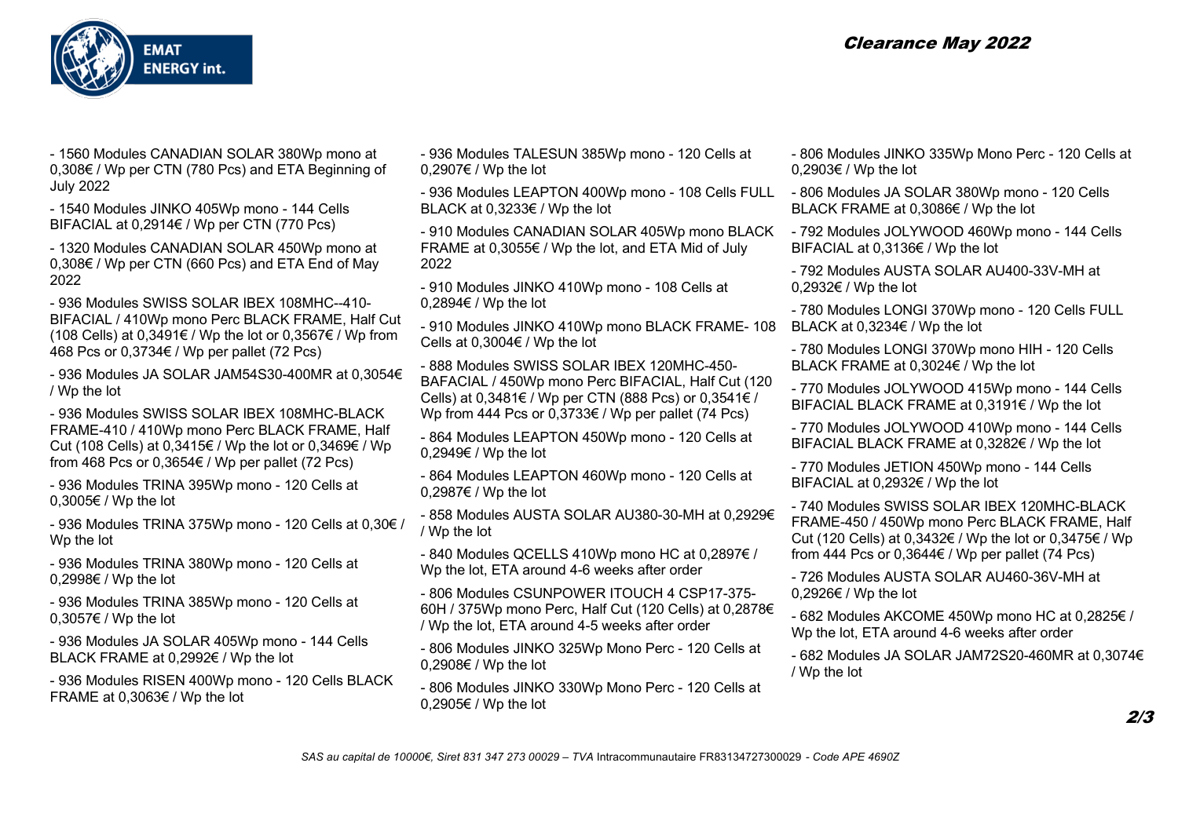*Clearance May 2022*

- 1560 Modules CANADIAN SOLAR 380Wp mono at 0,308€ / Wp per CTN (780 Pcs) and ETA Beginning of July 2022
- 1540 Modules JINKO 405Wp mono - 144 Cells BIFACIAL at 0,2914€ / Wp per CTN (770 Pcs)
- 1320 Modules CANADIAN SOLAR 450Wp mono at 0,308€ / Wp per CTN (660 Pcs) and ETA End of May 2022
- 936 Modules SWISS SOLAR IBEX 108MHC--410-BIFACIAL / 410Wp mono Perc BLACK FRAME, Half Cut (108 Cells) at 0,3491€ / Wp the lot or 0,3567€ / Wp from 468 Pcs or 0,3734€ / Wp per pallet (72 Pcs)
- 936 Modules JA SOLAR JAM54S30-400MR at 0,3054€ / Wp the lot
- 936 Modules SWISS SOLAR IBEX 108MHC-BLACK FRAME-410 / 410Wp mono Perc BLACK FRAME, Half Cut (108 Cells) at 0,3415€ / Wp the lot or 0,3469€ / Wp from 468 Pcs or 0,3654€ / Wp per pallet (72 Pcs)
- 936 Modules TRINA 395Wp mono - 120 Cells at 0,3005€ / Wp the lot
- 936 Modules TRINA 375Wp mono - 120 Cells at 0,30€ / Wp the lot
- 936 Modules TRINA 380Wp mono - 120 Cells at 0,2998€ / Wp the lot
- 936 Modules TRINA 385Wp mono - 120 Cells at 0,3057€ / Wp the lot
- 936 Modules JA SOLAR 405Wp mono - 144 Cells BLACK FRAME at 0,2992€ / Wp the lot
- 936 Modules RISEN 400Wp mono - 120 Cells BLACK FRAME at 0,3063€ / Wp the lot
- 936 Modules TALESUN 385Wp mono - 120 Cells at 0,2907€ / Wp the lot
- 936 Modules LEAPTON 400Wp mono - 108 Cells FULL BLACK at 0,3233€ / Wp the lot
- 910 Modules CANADIAN SOLAR 405Wp mono BLACK FRAME at 0,3055€ / Wp the lot, and ETA Mid of July 2022
- 910 Modules JINKO 410Wp mono - 108 Cells at 0,2894€ / Wp the lot
- 910 Modules JINKO 410Wp mono BLACK FRAME- 108 Cells at 0,3004€ / Wp the lot
- 888 Modules SWISS SOLAR IBEX 120MHC-450-BAFACIAL / 450Wp mono Perc BIFACIAL, Half Cut (120 Cells) at 0,3481€ / Wp per CTN (888 Pcs) or 0,3541€ / Wp from 444 Pcs or 0,3733€ / Wp per pallet (74 Pcs)
- 864 Modules LEAPTON 450Wp mono - 120 Cells at 0,2949€ / Wp the lot
- 864 Modules LEAPTON 460Wp mono - 120 Cells at 0,2987€ / Wp the lot
- 858 Modules AUSTA SOLAR AU380-30-MH at 0,2929€ / Wp the lot
- 840 Modules QCELLS 410Wp mono HC at 0,2897€ / Wp the lot, ETA around 4-6 weeks after order
- 806 Modules CSUNPOWER ITOUCH 4 CSP17-375-60H / 375Wp mono Perc, Half Cut (120 Cells) at 0,2878€ / Wp the lot, ETA around 4-5 weeks after order
- 806 Modules JINKO 325Wp Mono Perc - 120 Cells at 0,2908€ / Wp the lot
- 806 Modules JINKO 330Wp Mono Perc - 120 Cells at 0,2905€ / Wp the lot
- 806 Modules JINKO 335Wp Mono Perc - 120 Cells at 0,2903€ / Wp the lot
- 806 Modules JA SOLAR 380Wp mono - 120 Cells BLACK FRAME at 0,3086€ / Wp the lot
- 792 Modules JOLYWOOD 460Wp mono - 144 Cells BIFACIAL at 0,3136€ / Wp the lot
- 792 Modules AUSTA SOLAR AU400-33V-MH at 0,2932€ / Wp the lot
- 780 Modules LONGI 370Wp mono - 120 Cells FULL BLACK at 0,3234€ / Wp the lot
- 780 Modules LONGI 370Wp mono HIH - 120 Cells BLACK FRAME at 0,3024€ / Wp the lot
- 770 Modules JOLYWOOD 415Wp mono - 144 Cells BIFACIAL BLACK FRAME at 0,3191€ / Wp the lot
- 770 Modules JOLYWOOD 410Wp mono - 144 Cells BIFACIAL BLACK FRAME at 0,3282€ / Wp the lot
- 770 Modules JETION 450Wp mono - 144 Cells BIFACIAL at 0,2932€ / Wp the lot
- 740 Modules SWISS SOLAR IBEX 120MHC-BLACK FRAME-450 / 450Wp mono Perc BLACK FRAME, Half Cut (120 Cells) at 0,3432€ / Wp the lot or 0,3475€ / Wp from 444 Pcs or 0,3644€ / Wp per pallet (74 Pcs)
- 726 Modules AUSTA SOLAR AU460-36V-MH at 0,2926€ / Wp the lot
- 682 Modules AKCOME 450Wp mono HC at 0,2825€ / Wp the lot, ETA around 4-6 weeks after order
- 682 Modules JA SOLAR JAM72S20-460MR at 0,3074€ / Wp the lot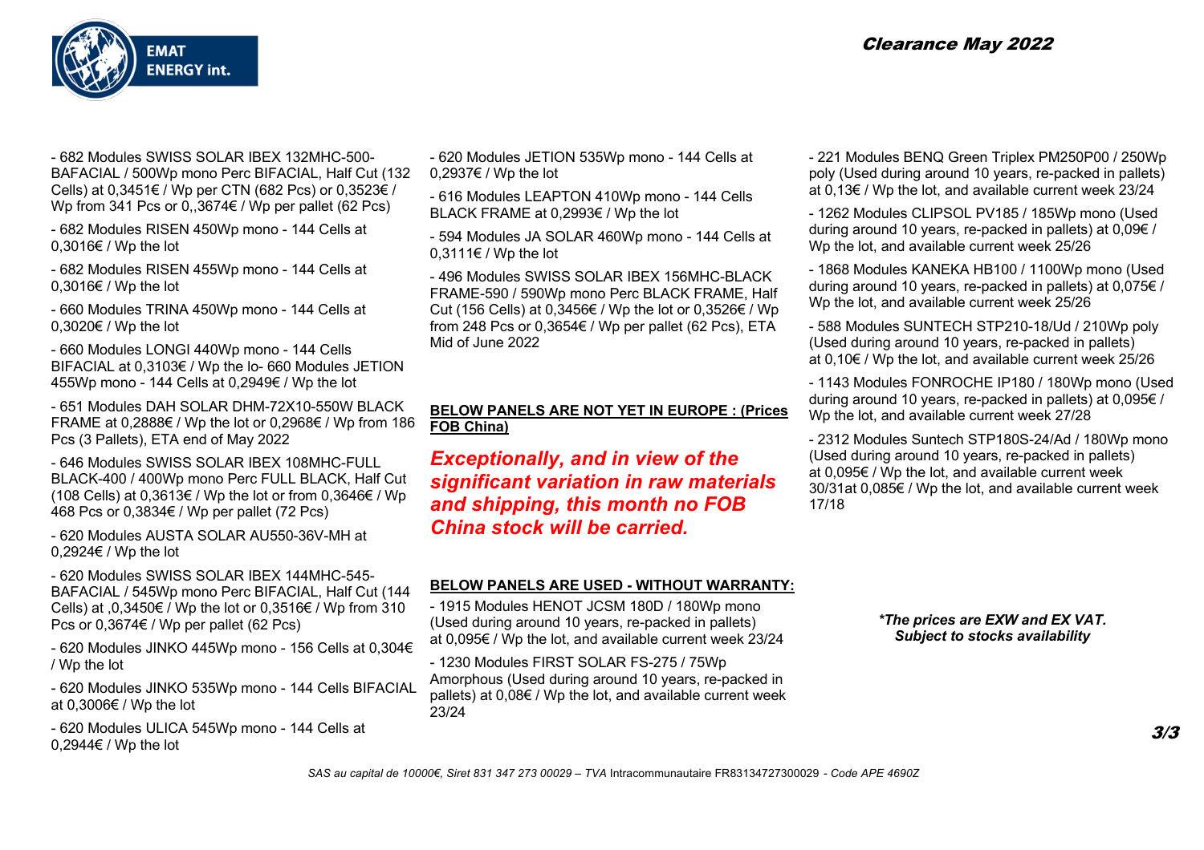EMAT ENERGY int.

*Clearance May 2022*

- 682 Modules SWISS SOLAR IBEX 132MHC-500-BAFACIAL / 500Wp mono Perc BIFACIAL, Half Cut (132 Cells) at 0,3451€ / Wp per CTN (682 Pcs) or 0,3523€ / Wp from 341 Pcs or 0,,3674€ / Wp per pallet (62 Pcs)
- 682 Modules RISEN 450Wp mono - 144 Cells at 0,3016€ / Wp the lot
- 682 Modules RISEN 455Wp mono - 144 Cells at 0,3016€ / Wp the lot
- 660 Modules TRINA 450Wp mono - 144 Cells at 0,3020€ / Wp the lot
- 660 Modules LONGI 440Wp mono - 144 Cells BIFACIAL at 0,3103€ / Wp the lo- 660 Modules JETION 455Wp mono - 144 Cells at 0,2949€ / Wp the lot
- 651 Modules DAH SOLAR DHM-72X10-550W BLACK FRAME at 0,2888€ / Wp the lot or 0,2968€ / Wp from 186 Pcs (3 Pallets), ETA end of May 2022
- 646 Modules SWISS SOLAR IBEX 108MHC-FULL BLACK-400 / 400Wp mono Perc FULL BLACK, Half Cut (108 Cells) at 0,3613€ / Wp the lot or from 0,3646€ / Wp 468 Pcs or 0,3834€ / Wp per pallet (72 Pcs)
- 620 Modules AUSTA SOLAR AU550-36V-MH at 0,2924€ / Wp the lot
- 620 Modules SWISS SOLAR IBEX 144MHC-545-BAFACIAL / 545Wp mono Perc BIFACIAL, Half Cut (144 Cells) at ,0,3450€ / Wp the lot or 0,3516€ / Wp from 310 Pcs or 0,3674€ / Wp per pallet (62 Pcs)
- 620 Modules JINKO 445Wp mono - 156 Cells at 0,304€ / Wp the lot
- 620 Modules JINKO 535Wp mono - 144 Cells BIFACIAL at 0,3006€ / Wp the lot
- 620 Modules ULICA 545Wp mono - 144 Cells at 0,2944€ / Wp the lot
- 620 Modules JETION 535Wp mono - 144 Cells at 0,2937€ / Wp the lot
- 616 Modules LEAPTON 410Wp mono - 144 Cells BLACK FRAME at 0,2993€ / Wp the lot
- 594 Modules JA SOLAR 460Wp mono - 144 Cells at 0,3111€ / Wp the lot
- 496 Modules SWISS SOLAR IBEX 156MHC-BLACK FRAME-590 / 590Wp mono Perc BLACK FRAME, Half Cut (156 Cells) at 0,3456€ / Wp the lot or 0,3526€ / Wp from 248 Pcs or 0,3654€ / Wp per pallet (62 Pcs), ETA Mid of June 2022

**BELOW PANELS ARE NOT YET IN EUROPE : (Prices FOB China)**

***Exceptionally, and in view of the significant variation in raw materials and shipping, this month no FOB China stock will be carried.***

**BELOW PANELS ARE USED - WITHOUT WARRANTY:**

- 1915 Modules HENOT JCSM 180D / 180Wp mono (Used during around 10 years, re-packed in pallets) at 0,095€ / Wp the lot, and available current week 23/24
- 1230 Modules FIRST SOLAR FS-275 / 75Wp Amorphous (Used during around 10 years, re-packed in pallets) at 0,08€ / Wp the lot, and available current week 23/24
- 221 Modules BENQ Green Triplex PM250P00 / 250Wp poly (Used during around 10 years, re-packed in pallets) at 0,13€ / Wp the lot, and available current week 23/24
- 1262 Modules CLIPSOL PV185 / 185Wp mono (Used during around 10 years, re-packed in pallets) at 0,09€ / Wp the lot, and available current week 25/26
- 1868 Modules KANEKA HB100 / 1100Wp mono (Used during around 10 years, re-packed in pallets) at 0,075€ / Wp the lot, and available current week 25/26
- 588 Modules SUNTECH STP210-18/Ud / 210Wp poly (Used during around 10 years, re-packed in pallets) at 0,10€ / Wp the lot, and available current week 25/26
- 1143 Modules FONROCHE IP180 / 180Wp mono (Used during around 10 years, re-packed in pallets) at 0,095€ / Wp the lot, and available current week 27/28
- 2312 Modules Suntech STP180S-24/Ad / 180Wp mono (Used during around 10 years, re-packed in pallets) at 0,095€ / Wp the lot, and available current week 30/31at 0,085€ / Wp the lot, and available current week 17/18

****The prices are EXW and EX VAT. Subject to stocks availability***

*SAS au capital de 10000€, Siret 831 347 273 00029 – TVA* Intracommunautaire FR83134727300029 *- Code APE 4690Z*